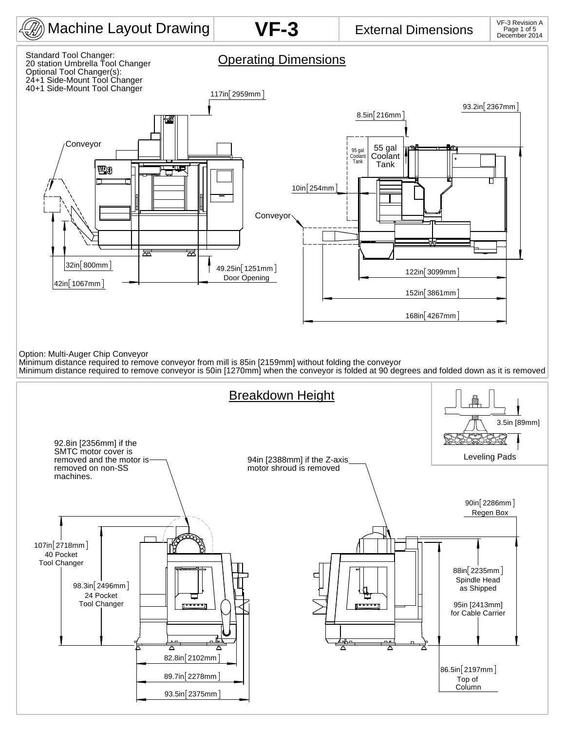# Machine Layout Drawing — VF-3 — External Dimensions

VF-3 Revision A
December 2014

## Operating Dimensions

Standard Tool Changer:
20 station Umbrella Tool Changer
Optional Tool Changer(s):
24+1 Side-Mount Tool Changer
40+1 Side-Mount Tool Changer

117in [2959mm]

Conveyor

32in [800mm]

42in [1067mm]

49.25in [1251mm]
Door Opening

93.2in [2367mm]

8.5in [216mm]

95 gal Coolant Tank

55 gal Coolant Tank

10in [254mm]

Conveyor

122in [3099mm]

152in [3861mm]

168in [4267mm]

Option: Multi-Auger Chip Conveyor
Minimum distance required to remove conveyor from mill is 85in [2159mm] without folding the conveyor
Minimum distance required to remove conveyor is 50in [1270mm] when the conveyor is folded at 90 degrees and folded down as it is removed

## Breakdown Height

3.5in [89mm]

Leveling Pads

92.8in [2356mm] if the SMTC motor cover is removed and the motor is removed on non-SS machines.

94in [2388mm] if the Z-axis motor shroud is removed

107in [2718mm]
40 Pocket Tool Changer

98.3in [2496mm]
24 Pocket Tool Changer

82.8in [2102mm]

89.7in [2278mm]

93.5in [2375mm]

90in [2286mm]
Regen Box

88in [2235mm]
Spindle Head as Shipped

95in [2413mm]
for Cable Carrier

86.5in [2197mm]
Top of Column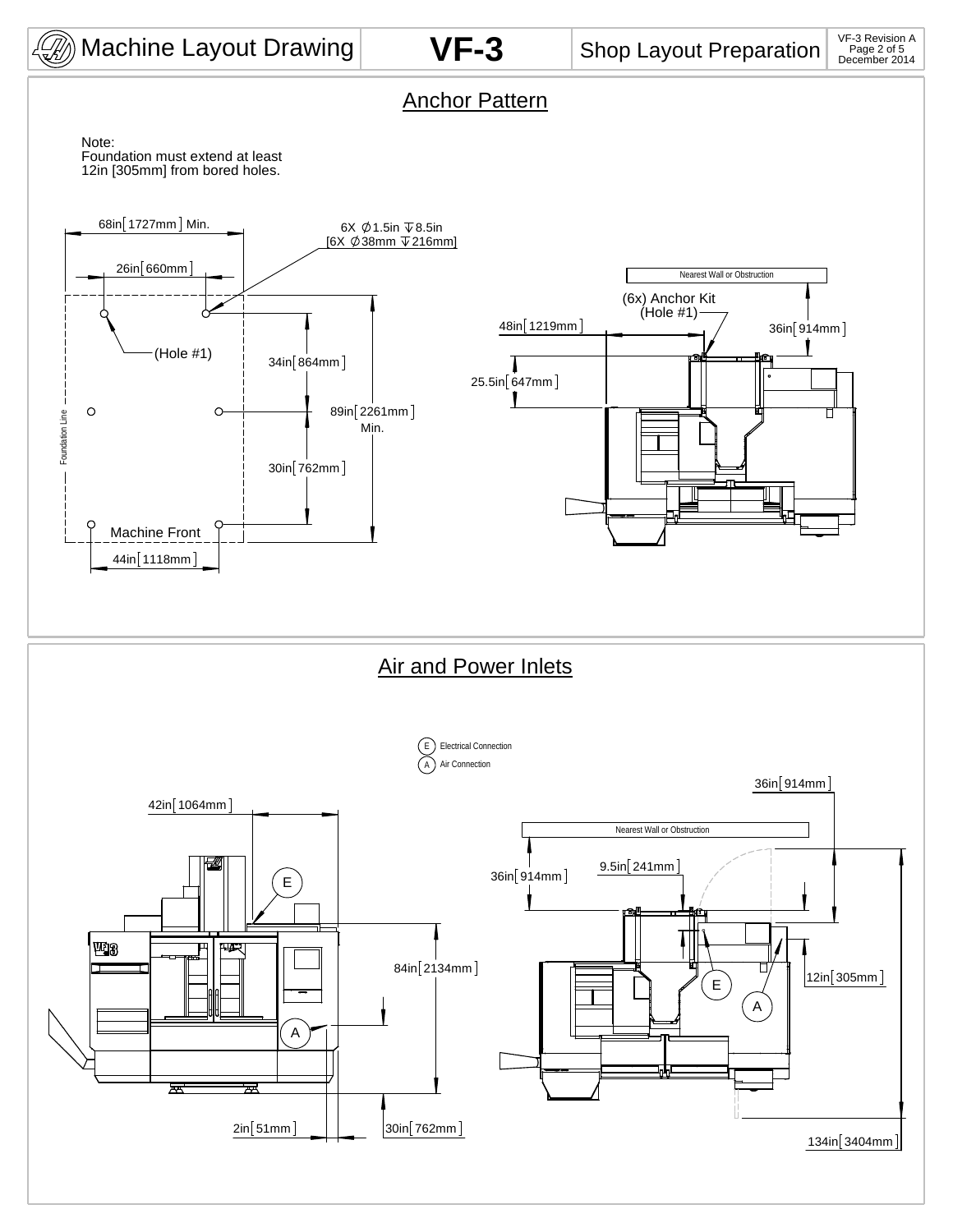# Machine Layout Drawing — VF-3 — Shop Layout Preparation

VF-3 Revision A
December 2014

## Anchor Pattern

Note:
Foundation must extend at least 12in [305mm] from bored holes.

68in [1727mm] Min.

6X ∅1.5in ↧8.5in
[6X ∅38mm ↧216mm]

26in [660mm]

(Hole #1)

34in [864mm]

89in [2261mm] Min.

30in [762mm]

Foundation Line

Machine Front

44in [1118mm]

Nearest Wall or Obstruction

(6x) Anchor Kit (Hole #1)

48in [1219mm]

36in [914mm]

25.5in [647mm]

## Air and Power Inlets

E Electrical Connection

A Air Connection

42in [1064mm]

84in [2134mm]

2in [51mm]

30in [762mm]

36in [914mm]

Nearest Wall or Obstruction

9.5in [241mm]

36in [914mm]

12in [305mm]

134in [3404mm]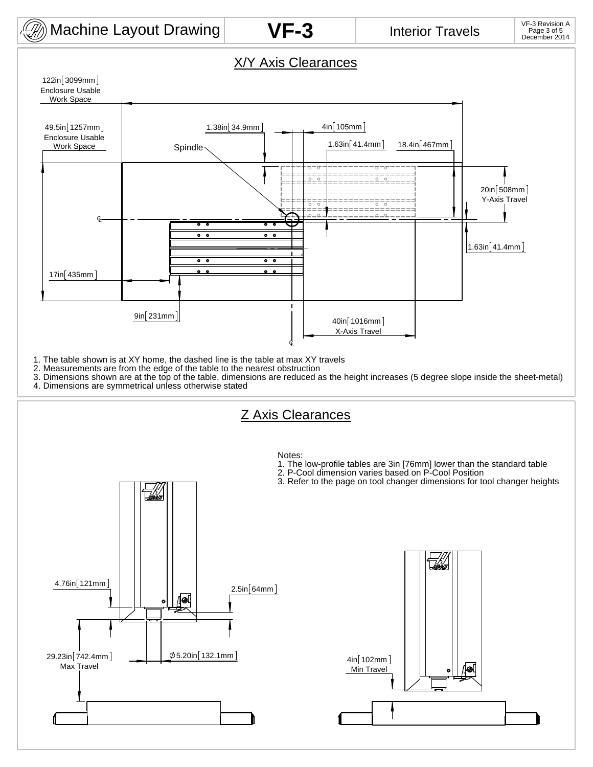# Machine Layout Drawing — VF-3 — Interior Travels

VF-3 Revision A
December 2014

## X/Y Axis Clearances

122in[3099mm] Enclosure Usable Work Space

49.5in[1257mm] Enclosure Usable Work Space

1.38in[34.9mm]

4in[105mm]

1.63in[41.4mm]

18.4in[467mm]

Spindle

20in[508mm] Y-Axis Travel

1.63in[41.4mm]

17in[435mm]

9in[231mm]

40in[1016mm] X-Axis Travel

1. The table shown is at XY home, the dashed line is the table at max XY travels
2. Measurements are from the edge of the table to the nearest obstruction
3. Dimensions shown are at the top of the table, dimensions are reduced as the height increases (5 degree slope inside the sheet-metal)
4. Dimensions are symmetrical unless otherwise stated

## Z Axis Clearances

Notes:
1. The low-profile tables are 3in [76mm] lower than the standard table
2. P-Cool dimension varies based on P-Cool Position
3. Refer to the page on tool changer dimensions for tool changer heights

4.76in[121mm]

2.5in[64mm]

29.23in[742.4mm] Max Travel

∅5.20in[132.1mm]

4in[102mm] Min Travel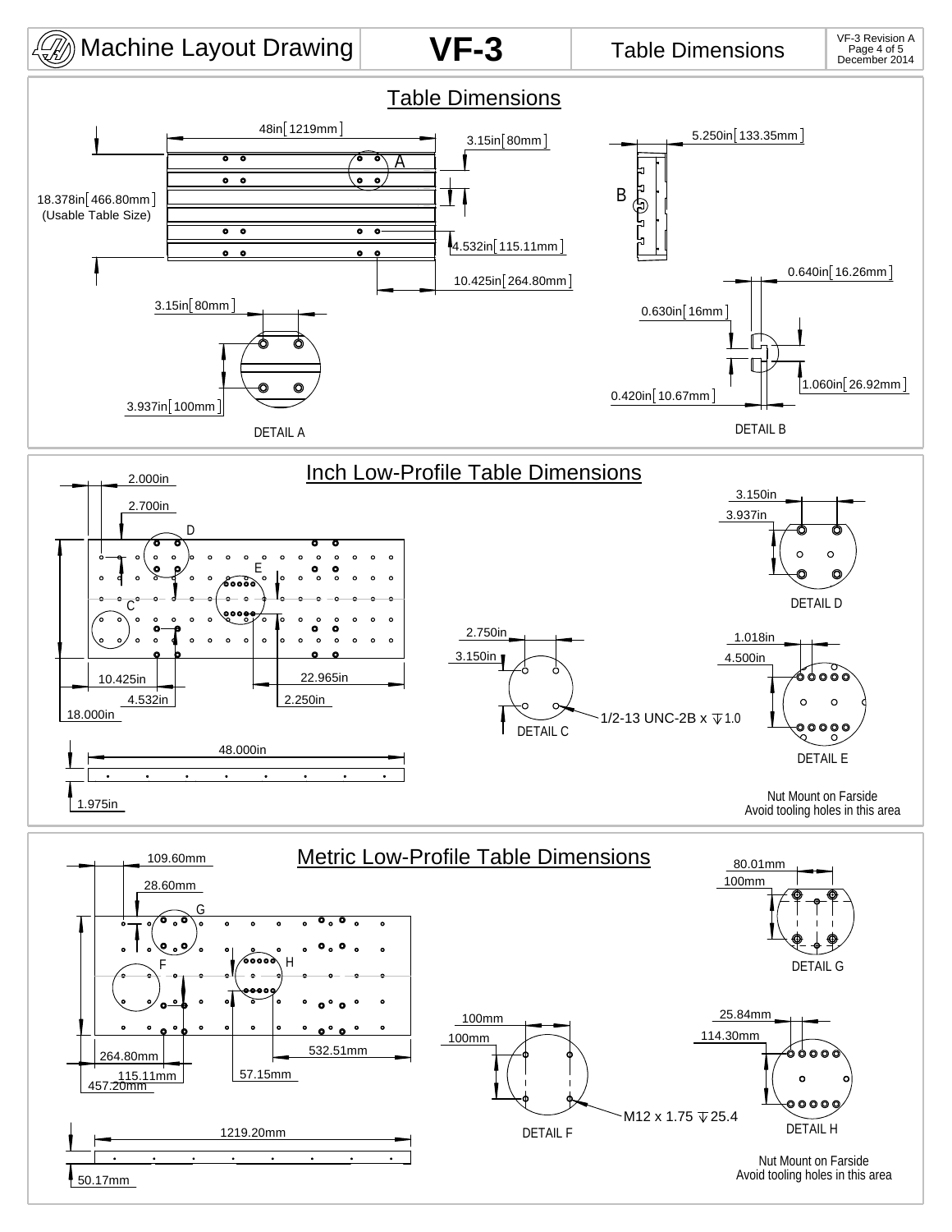# Machine Layout Drawing — VF-3 — Table Dimensions

VF-3 Revision A
December 2014

## Table Dimensions

48in[1219mm]

3.15in[80mm]

5.250in[133.35mm]

A

B

18.378in[466.80mm]
(Usable Table Size)

4.532in[115.11mm]

10.425in[264.80mm]

0.640in[16.26mm]

3.15in[80mm]

0.630in[16mm]

3.937in[100mm]

0.420in[10.67mm]

1.060in[26.92mm]

DETAIL A

DETAIL B

## Inch Low-Profile Table Dimensions

2.000in

2.700in

D

E

C

10.425in

4.532in

18.000in

22.965in

2.250in

48.000in

1.975in

3.150in

3.937in

DETAIL D

2.750in

3.150in

DETAIL C

1/2-13 UNC-2B x ↧1.0

1.018in

4.500in

DETAIL E

Nut Mount on Farside
Avoid tooling holes in this area

## Metric Low-Profile Table Dimensions

109.60mm

28.60mm

G

F

H

264.80mm

115.11mm

457.20mm

532.51mm

57.15mm

1219.20mm

50.17mm

80.01mm

100mm

DETAIL G

100mm

100mm

DETAIL F

M12 x 1.75 ↧25.4

25.84mm

114.30mm

DETAIL H

Nut Mount on Farside
Avoid tooling holes in this area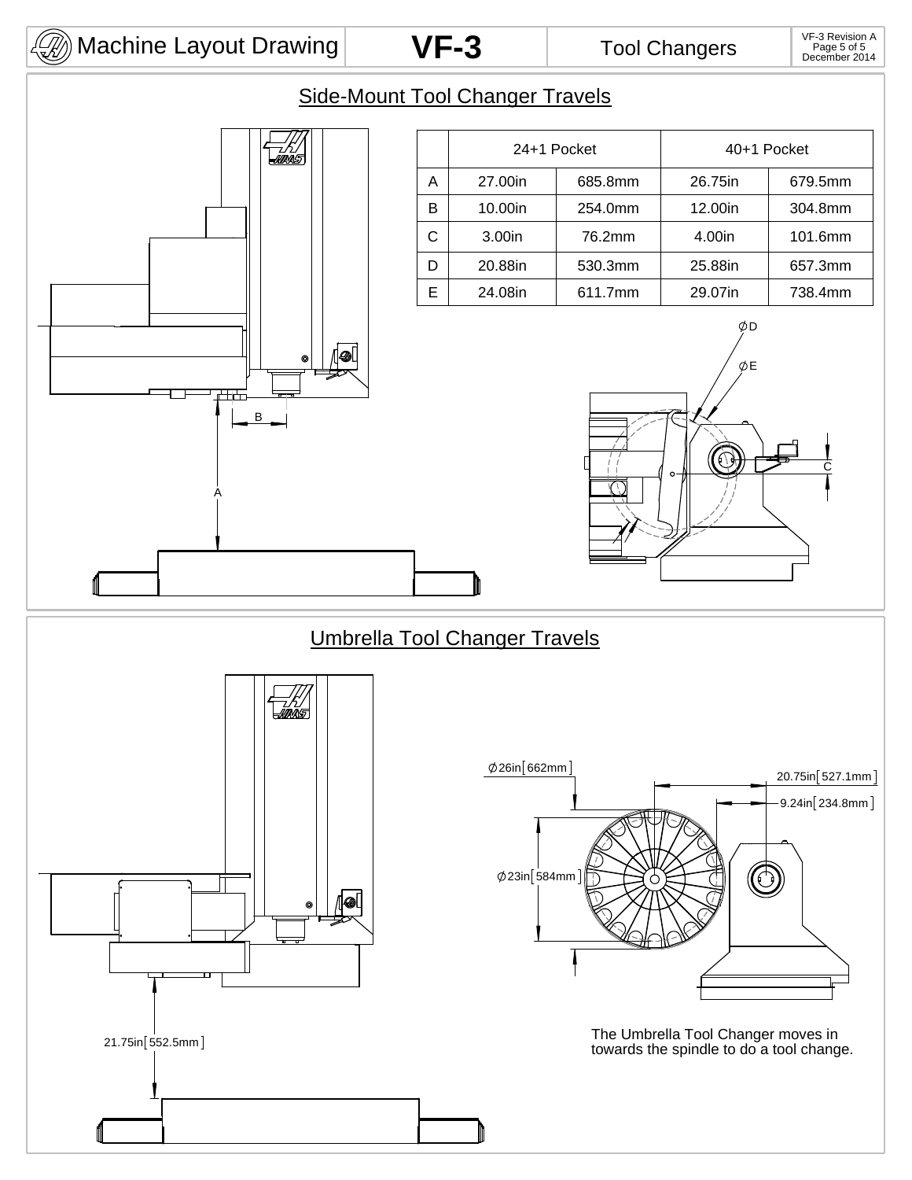# Machine Layout Drawing — VF-3 — Tool Changers

VF-3 Revision A
December 2014

## Side-Mount Tool Changer Travels

| | 24+1 Pocket | | 40+1 Pocket | |
|---|---|---|---|---|
| A | 27.00in | 685.8mm | 26.75in | 679.5mm |
| B | 10.00in | 254.0mm | 12.00in | 304.8mm |
| C | 3.00in | 76.2mm | 4.00in | 101.6mm |
| D | 20.88in | 530.3mm | 25.88in | 657.3mm |
| E | 24.08in | 611.7mm | 29.07in | 738.4mm |

B

A

ØD

ØE

C

## Umbrella Tool Changer Travels

21.75in[552.5mm]

Ø26in[662mm]

20.75in[527.1mm]

9.24in[234.8mm]

Ø23in[584mm]

The Umbrella Tool Changer moves in towards the spindle to do a tool change.